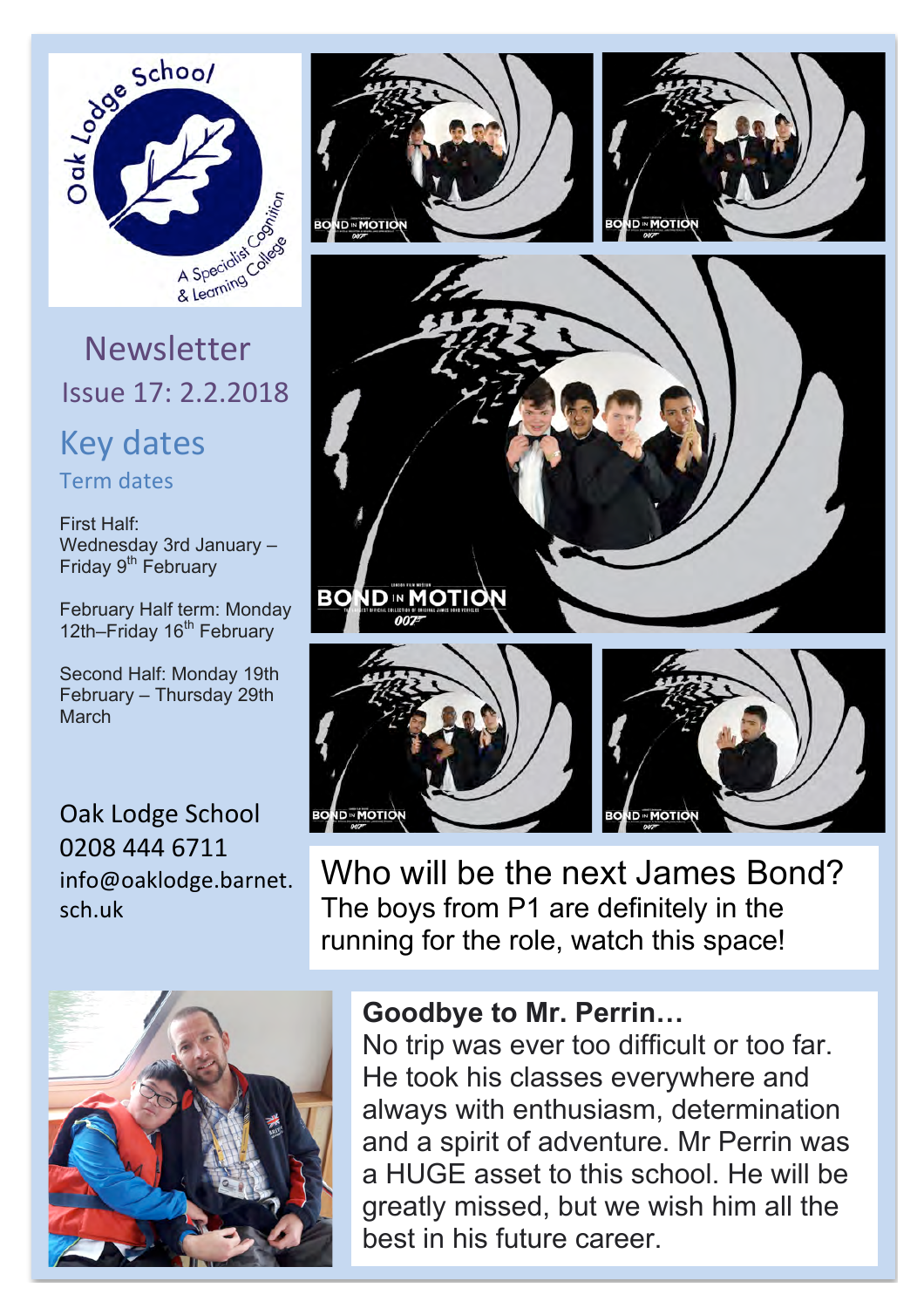# Newsletter

Issue 17: 2.2.2018

## Key dates

### Term dates

First Half:
Wednesday 3rd January – Friday 9th February

February Half term: Monday 12th–Friday 16th February

Second Half: Monday 19th February – Thursday 29th March

Oak Lodge School
0208 444 6711
info@oaklodge.barnet.sch.uk

## Who will be the next James Bond?

The boys from P1 are definitely in the running for the role, watch this space!

**Goodbye to Mr. Perrin…**

No trip was ever too difficult or too far. He took his classes everywhere and always with enthusiasm, determination and a spirit of adventure. Mr Perrin was a HUGE asset to this school. He will be greatly missed, but we wish him all the best in his future career.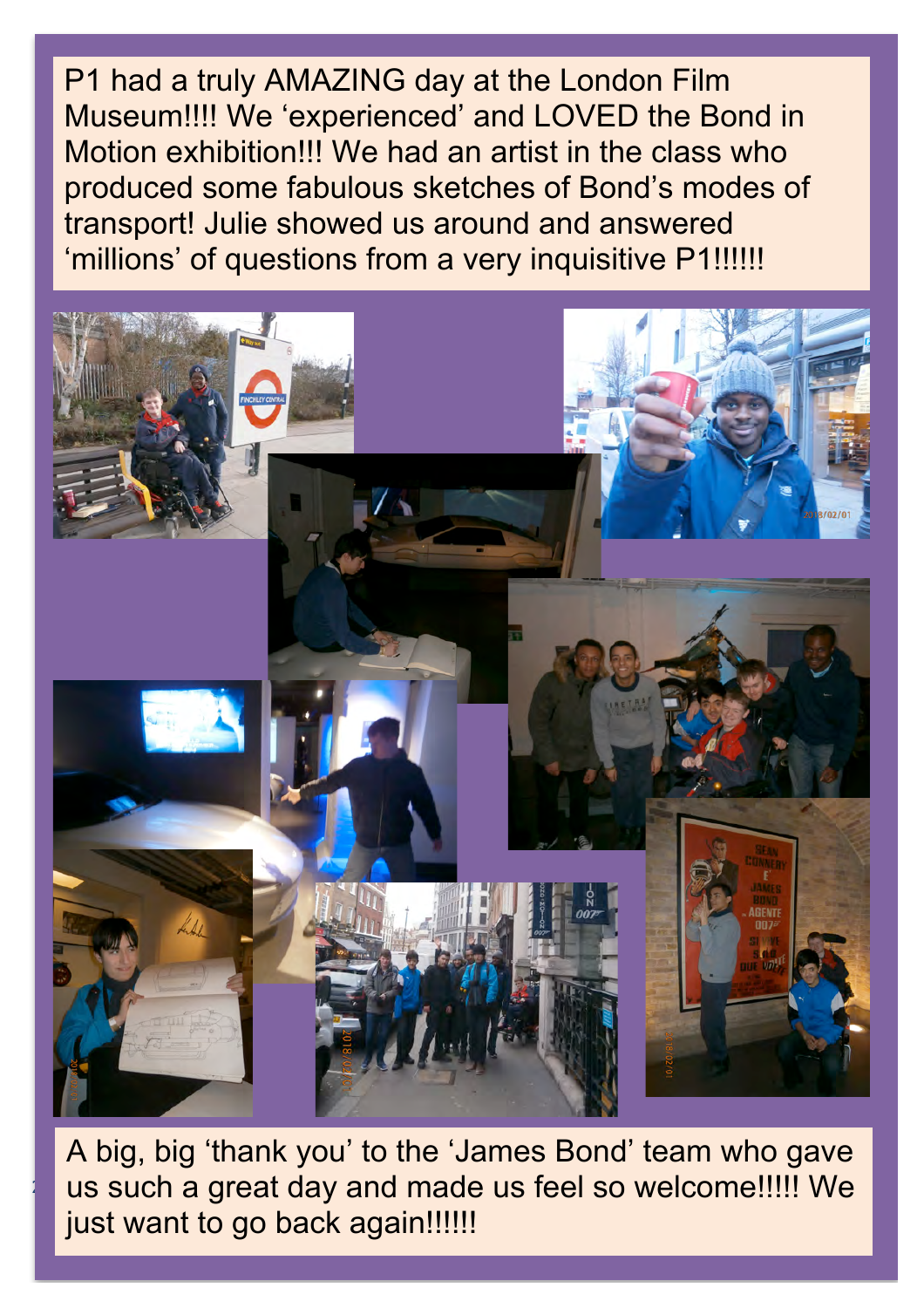P1 had a truly AMAZING day at the London Film Museum!!!! We 'experienced' and LOVED the Bond in Motion exhibition!!! We had an artist in the class who produced some fabulous sketches of Bond's modes of transport! Julie showed us around and answered 'millions' of questions from a very inquisitive P1!!!!!!

A big, big 'thank you' to the 'James Bond' team who gave us such a great day and made us feel so welcome!!!!! We just want to go back again!!!!!!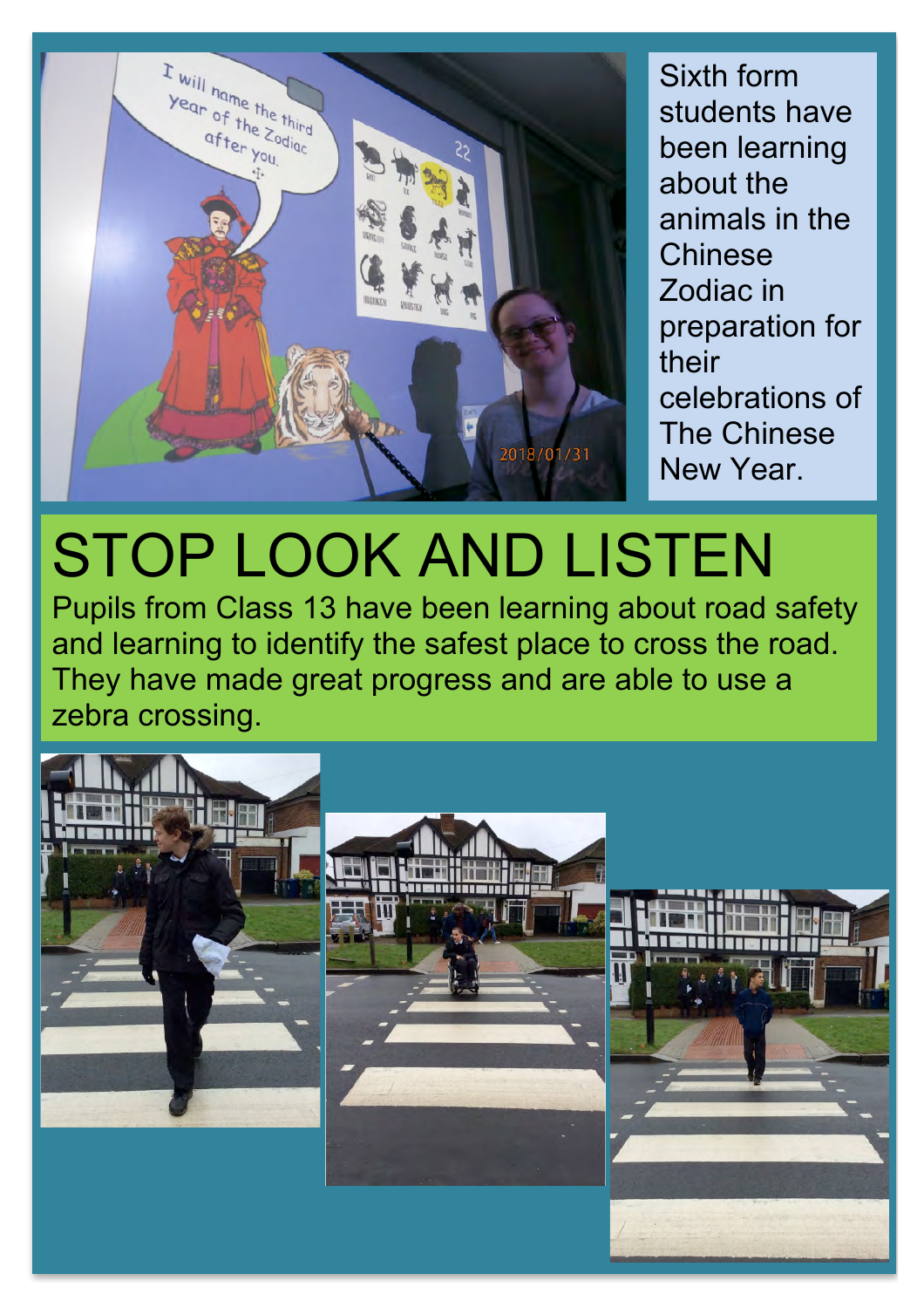Sixth form students have been learning about the animals in the Chinese Zodiac in preparation for their celebrations of The Chinese New Year.

# STOP LOOK AND LISTEN

Pupils from Class 13 have been learning about road safety and learning to identify the safest place to cross the road. They have made great progress and are able to use a zebra crossing.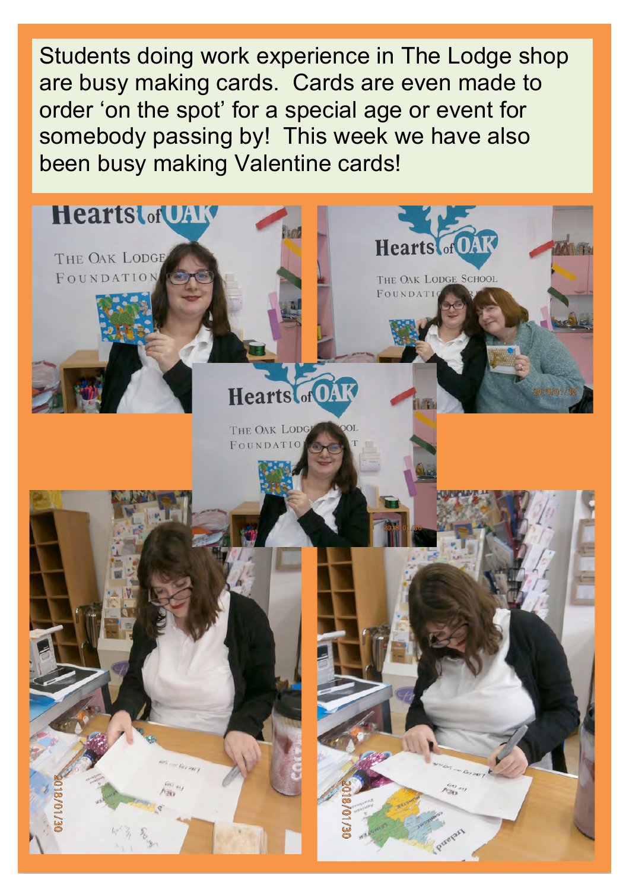Students doing work experience in The Lodge shop are busy making cards. Cards are even made to order 'on the spot' for a special age or event for somebody passing by! This week we have also been busy making Valentine cards!